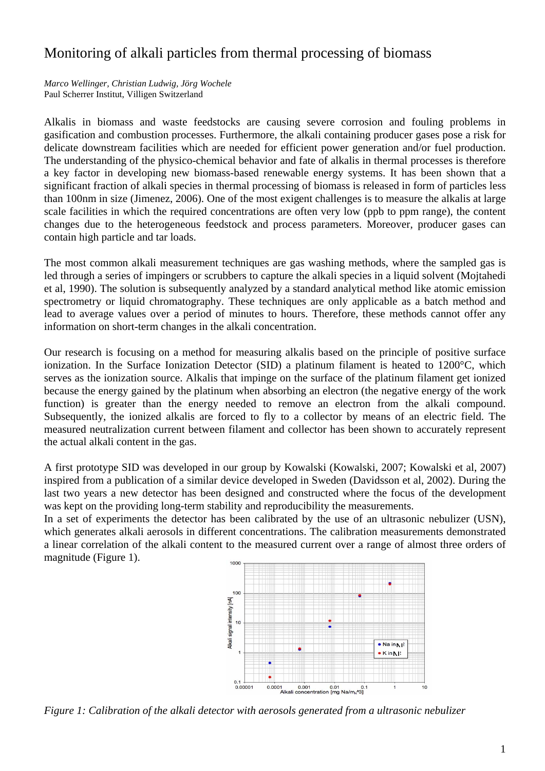# Monitoring of alkali particles from thermal processing of biomass

*Marco Wellinger, Christian Ludwig, Jörg Wochele*
Paul Scherrer Institut, Villigen Switzerland

Alkalis in biomass and waste feedstocks are causing severe corrosion and fouling problems in gasification and combustion processes. Furthermore, the alkali containing producer gases pose a risk for delicate downstream facilities which are needed for efficient power generation and/or fuel production. The understanding of the physico-chemical behavior and fate of alkalis in thermal processes is therefore a key factor in developing new biomass-based renewable energy systems. It has been shown that a significant fraction of alkali species in thermal processing of biomass is released in form of particles less than 100nm in size (Jimenez, 2006). One of the most exigent challenges is to measure the alkalis at large scale facilities in which the required concentrations are often very low (ppb to ppm range), the content changes due to the heterogeneous feedstock and process parameters. Moreover, producer gases can contain high particle and tar loads.

The most common alkali measurement techniques are gas washing methods, where the sampled gas is led through a series of impingers or scrubbers to capture the alkali species in a liquid solvent (Mojtahedi et al, 1990). The solution is subsequently analyzed by a standard analytical method like atomic emission spectrometry or liquid chromatography. These techniques are only applicable as a batch method and lead to average values over a period of minutes to hours. Therefore, these methods cannot offer any information on short-term changes in the alkali concentration.

Our research is focusing on a method for measuring alkalis based on the principle of positive surface ionization. In the Surface Ionization Detector (SID) a platinum filament is heated to 1200°C, which serves as the ionization source. Alkalis that impinge on the surface of the platinum filament get ionized because the energy gained by the platinum when absorbing an electron (the negative energy of the work function) is greater than the energy needed to remove an electron from the alkali compound. Subsequently, the ionized alkalis are forced to fly to a collector by means of an electric field. The measured neutralization current between filament and collector has been shown to accurately represent the actual alkali content in the gas.

A first prototype SID was developed in our group by Kowalski (Kowalski, 2007; Kowalski et al, 2007) inspired from a publication of a similar device developed in Sweden (Davidsson et al, 2002). During the last two years a new detector has been designed and constructed where the focus of the development was kept on the providing long-term stability and reproducibility the measurements.
In a set of experiments the detector has been calibrated by the use of an ultrasonic nebulizer (USN), which generates alkali aerosols in different concentrations. The calibration measurements demonstrated a linear correlation of the alkali content to the measured current over a range of almost three orders of magnitude (Figure 1).

*Figure 1: Calibration of the alkali detector with aerosols generated from a ultrasonic nebulizer*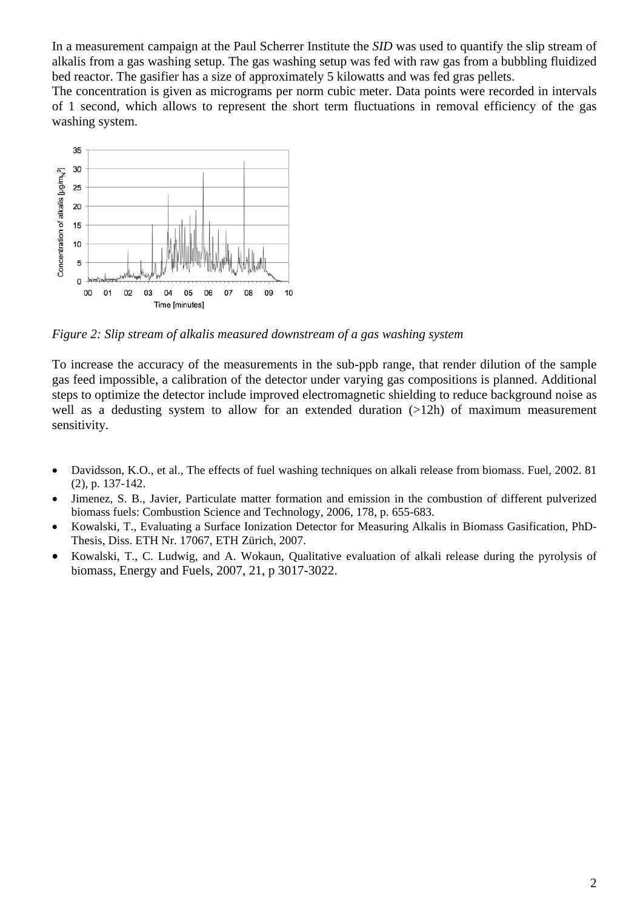In a measurement campaign at the Paul Scherrer Institute the *SID* was used to quantify the slip stream of alkalis from a gas washing setup. The gas washing setup was fed with raw gas from a bubbling fluidized bed reactor. The gasifier has a size of approximately 5 kilowatts and was fed gras pellets.

The concentration is given as micrograms per norm cubic meter. Data points were recorded in intervals of 1 second, which allows to represent the short term fluctuations in removal efficiency of the gas washing system.

*Figure 2: Slip stream of alkalis measured downstream of a gas washing system*

To increase the accuracy of the measurements in the sub-ppb range, that render dilution of the sample gas feed impossible, a calibration of the detector under varying gas compositions is planned. Additional steps to optimize the detector include improved electromagnetic shielding to reduce background noise as well as a dedusting system to allow for an extended duration (>12h) of maximum measurement sensitivity.

- Davidsson, K.O., et al., The effects of fuel washing techniques on alkali release from biomass. Fuel, 2002. 81 (2), p. 137-142.
- Jimenez, S. B., Javier, Particulate matter formation and emission in the combustion of different pulverized biomass fuels: Combustion Science and Technology, 2006, 178, p. 655-683.
- Kowalski, T., Evaluating a Surface Ionization Detector for Measuring Alkalis in Biomass Gasification, PhD-Thesis, Diss. ETH Nr. 17067, ETH Zürich, 2007.
- Kowalski, T., C. Ludwig, and A. Wokaun, Qualitative evaluation of alkali release during the pyrolysis of biomass, Energy and Fuels, 2007, 21, p 3017-3022.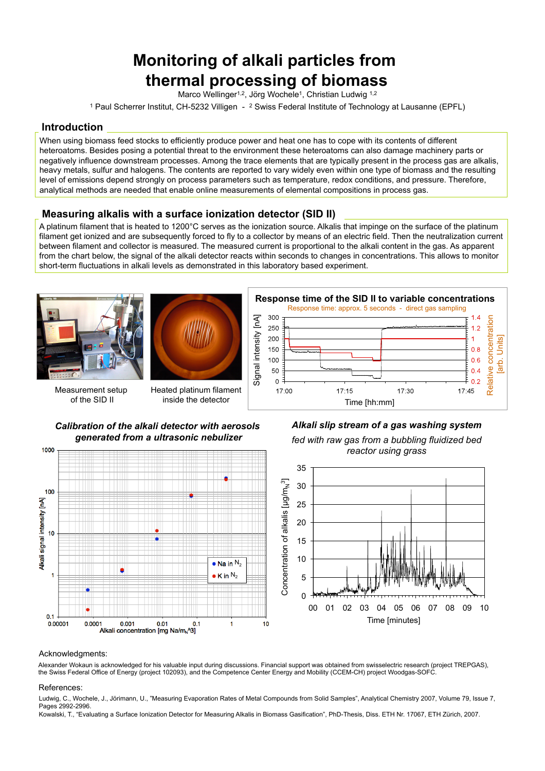# Monitoring of alkali particles from thermal processing of biomass

Marco Wellinger[1,2], Jörg Wochele[1], Christian Ludwig [1,2]

[1] Paul Scherrer Institut, CH-5232 Villigen - [2] Swiss Federal Institute of Technology at Lausanne (EPFL)

## Introduction

When using biomass feed stocks to efficiently produce power and heat one has to cope with its contents of different heteroatoms. Besides posing a potential threat to the environment these heteroatoms can also damage machinery parts or negatively influence downstream processes. Among the trace elements that are typically present in the process gas are alkalis, heavy metals, sulfur and halogens. The contents are reported to vary widely even within one type of biomass and the resulting level of emissions depend strongly on process parameters such as temperature, redox conditions, and pressure. Therefore, analytical methods are needed that enable online measurements of elemental compositions in process gas.

## Measuring alkalis with a surface ionization detector (SID II)

A platinum filament that is heated to 1200°C serves as the ionization source. Alkalis that impinge on the surface of the platinum filament get ionized and are subsequently forced to fly to a collector by means of an electric field. Then the neutralization current between filament and collector is measured. The measured current is proportional to the alkali content in the gas. As apparent from the chart below, the signal of the alkali detector reacts within seconds to changes in concentrations. This allows to monitor short-term fluctuations in alkali levels as demonstrated in this laboratory based experiment.

Measurement setup of the SID II

Heated platinum filament inside the detector

**Response time of the SID II to variable concentrations**

Response time: approx. 5 seconds - direct gas sampling

Signal intensity [nA]: 0, 50, 100, 150, 200, 250, 300

Relative concentration [arb. Units]: 0.2, 0.4, 0.6, 0.8, 1, 1.2, 1.4

Time [hh:mm]: 17:00, 17:15, 17:30, 17:45

***Calibration of the alkali detector with aerosols generated from a ultrasonic nebulizer***

Alkali signal intensity [nA]: 0.1, 1, 10, 100, 1000

Alkali concentration [mg Na/m$_N$^3]: 0.00001, 0.0001, 0.001, 0.01, 0.1, 1, 10

● Na in $N_2$

● K in $N_2$

***Alkali slip stream of a gas washing system***

*fed with raw gas from a bubbling fluidized bed reactor using grass*

Concentration of alkalis [µg/m$_N^3$]: 0, 5, 10, 15, 20, 25, 30, 35

Time [minutes]: 00, 01, 02, 03, 04, 05, 06, 07, 08, 09, 10

Acknowledgments:

Alexander Wokaun is acknowledged for his valuable input during discussions. Financial support was obtained from swisselectric research (project TREPGAS), the Swiss Federal Office of Energy (project 102093), and the Competence Center Energy and Mobility (CCEM-CH) project Woodgas-SOFC.

References:

Ludwig, C., Wochele, J., Jörimann, U., "Measuring Evaporation Rates of Metal Compounds from Solid Samples", Analytical Chemistry 2007, Volume 79, Issue 7, Pages 2992-2996.

Kowalski, T., "Evaluating a Surface Ionization Detector for Measuring Alkalis in Biomass Gasification", PhD-Thesis, Diss. ETH Nr. 17067, ETH Zürich, 2007.